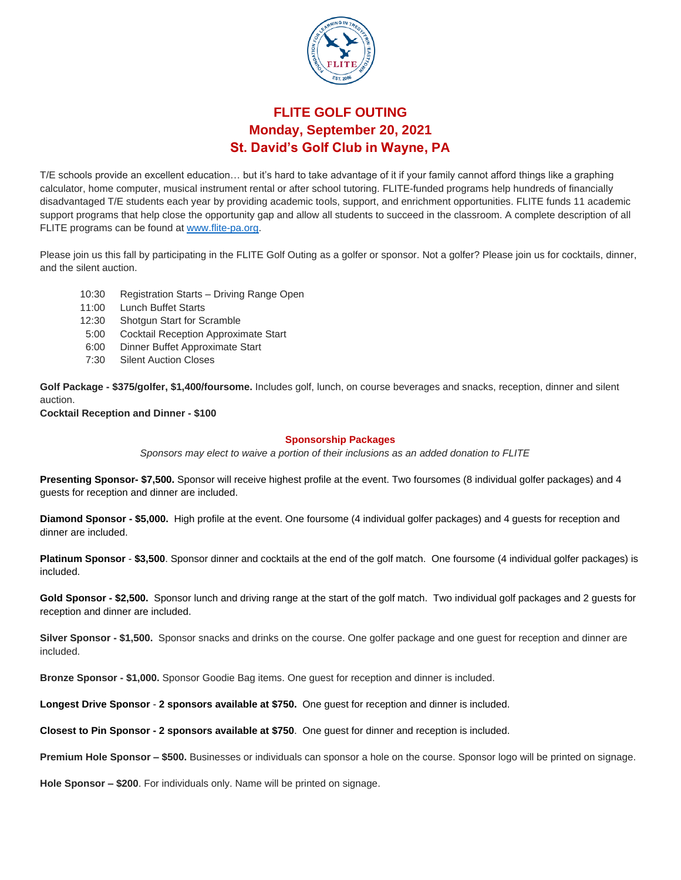# FLITE GOLF OUTING
# Monday, September 20, 2021
# St. David's Golf Club in Wayne, PA

T/E schools provide an excellent education… but it's hard to take advantage of it if your family cannot afford things like a graphing calculator, home computer, musical instrument rental or after school tutoring. FLITE-funded programs help hundreds of financially disadvantaged T/E students each year by providing academic tools, support, and enrichment opportunities. FLITE funds 11 academic support programs that help close the opportunity gap and allow all students to succeed in the classroom. A complete description of all FLITE programs can be found at www.flite-pa.org.

Please join us this fall by participating in the FLITE Golf Outing as a golfer or sponsor. Not a golfer? Please join us for cocktails, dinner, and the silent auction.

- 10:30 Registration Starts – Driving Range Open
- 11:00 Lunch Buffet Starts
- 12:30 Shotgun Start for Scramble
- 5:00 Cocktail Reception Approximate Start
- 6:00 Dinner Buffet Approximate Start
- 7:30 Silent Auction Closes

**Golf Package - $375/golfer, $1,400/foursome.** Includes golf, lunch, on course beverages and snacks, reception, dinner and silent auction.

**Cocktail Reception and Dinner - $100**

## Sponsorship Packages

*Sponsors may elect to waive a portion of their inclusions as an added donation to FLITE*

**Presenting Sponsor- $7,500.** Sponsor will receive highest profile at the event. Two foursomes (8 individual golfer packages) and 4 guests for reception and dinner are included.

**Diamond Sponsor - $5,000.** High profile at the event. One foursome (4 individual golfer packages) and 4 guests for reception and dinner are included.

**Platinum Sponsor** - **$3,500**. Sponsor dinner and cocktails at the end of the golf match. One foursome (4 individual golfer packages) is included.

**Gold Sponsor - $2,500.** Sponsor lunch and driving range at the start of the golf match. Two individual golf packages and 2 guests for reception and dinner are included.

**Silver Sponsor - $1,500.** Sponsor snacks and drinks on the course. One golfer package and one guest for reception and dinner are included.

**Bronze Sponsor - $1,000.** Sponsor Goodie Bag items. One guest for reception and dinner is included.

**Longest Drive Sponsor** - **2 sponsors available at $750.** One guest for reception and dinner is included.

**Closest to Pin Sponsor - 2 sponsors available at $750**. One guest for dinner and reception is included.

**Premium Hole Sponsor – $500.** Businesses or individuals can sponsor a hole on the course. Sponsor logo will be printed on signage.

**Hole Sponsor – $200**. For individuals only. Name will be printed on signage.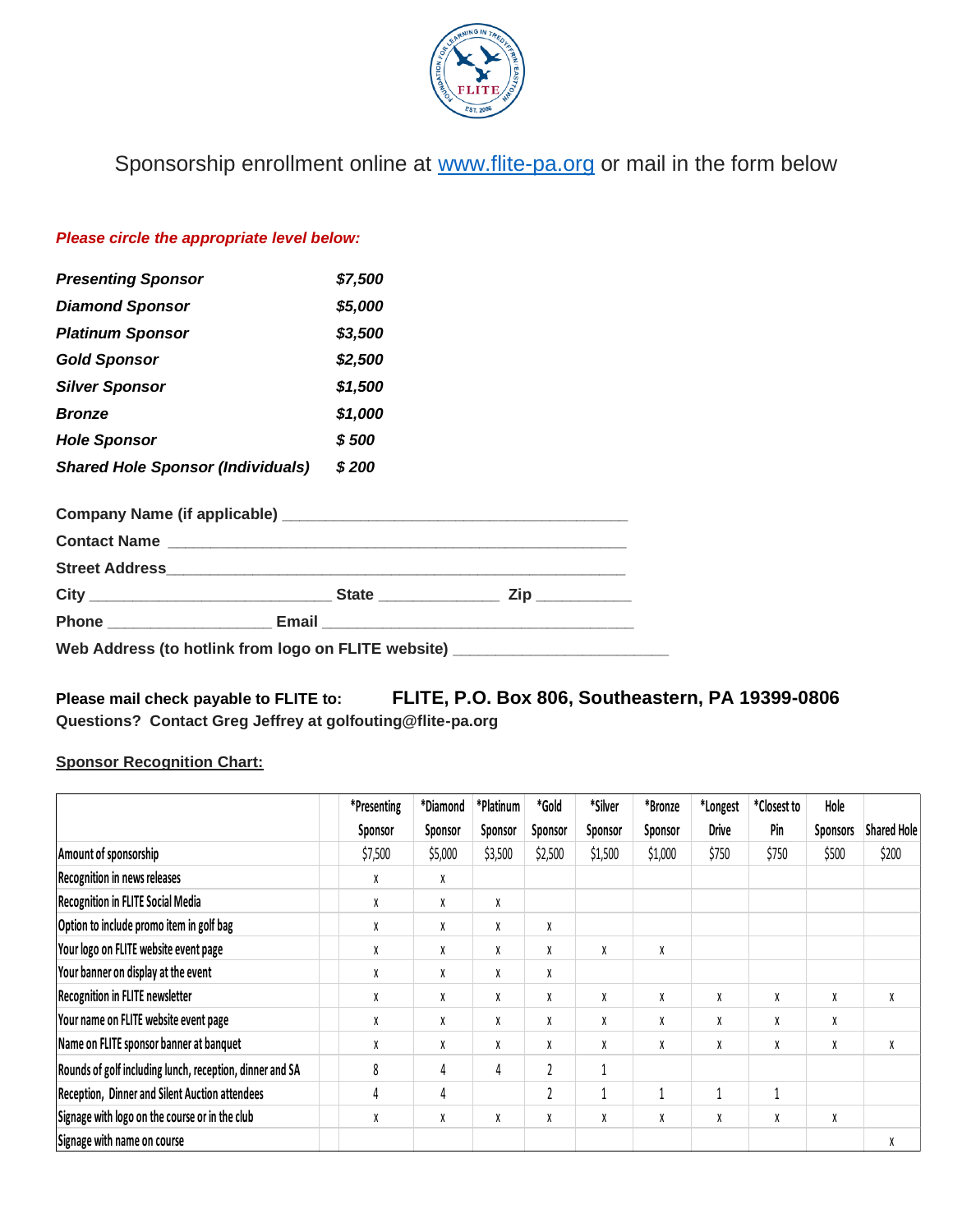Sponsorship enrollment online at [www.flite-pa.org](http://www.flite-pa.org) or mail in the form below

***Please circle the appropriate level below:***

| | |
|---|---|
| ***Presenting Sponsor*** | ***$7,500*** |
| ***Diamond Sponsor*** | ***$5,000*** |
| ***Platinum Sponsor*** | ***$3,500*** |
| ***Gold Sponsor*** | ***$2,500*** |
| ***Silver Sponsor*** | ***$1,500*** |
| ***Bronze*** | ***$1,000*** |
| ***Hole Sponsor*** | ***$ 500*** |
| ***Shared Hole Sponsor (Individuals)*** | ***$ 200*** |

**Company Name (if applicable)** ______________________________________

**Contact Name** ___________________________________________________

**Street Address**___________________________________________________

**City** ___________________________ **State** _____________ **Zip** __________

**Phone** __________________ **Email** __________________________________

**Web Address (to hotlink from logo on FLITE website)** ______________________

**Please mail check payable to FLITE to:** **FLITE, P.O. Box 806, Southeastern, PA 19399-0806**
**Questions? Contact Greg Jeffrey at golfouting@flite-pa.org**

**Sponsor Recognition Chart:**

| | *Presenting Sponsor | *Diamond Sponsor | *Platinum Sponsor | *Gold Sponsor | *Silver Sponsor | *Bronze Sponsor | *Longest Drive | *Closest to Pin | Hole Sponsors | Shared Hole |
|---|---|---|---|---|---|---|---|---|---|---|
| Amount of sponsorship | $7,500 | $5,000 | $3,500 | $2,500 | $1,500 | $1,000 | $750 | $750 | $500 | $200 |
| Recognition in news releases | X | X | | | | | | | | |
| Recognition in FLITE Social Media | X | X | X | | | | | | | |
| Option to include promo item in golf bag | X | X | X | X | | | | | | |
| Your logo on FLITE website event page | X | X | X | X | X | X | | | | |
| Your banner on display at the event | X | X | X | X | | | | | | |
| Recognition in FLITE newsletter | X | X | X | X | X | X | X | X | X | X |
| Your name on FLITE website event page | X | X | X | X | X | X | X | X | X | |
| Name on FLITE sponsor banner at banquet | X | X | X | X | X | X | X | X | X | X |
| Rounds of golf including lunch, reception, dinner and SA | 8 | 4 | 4 | 2 | 1 | | | | | |
| Reception, Dinner and Silent Auction attendees | 4 | 4 | | 2 | 1 | 1 | 1 | 1 | | |
| Signage with logo on the course or in the club | X | X | X | X | X | X | X | X | X | |
| Signage with name on course | | | | | | | | | | X |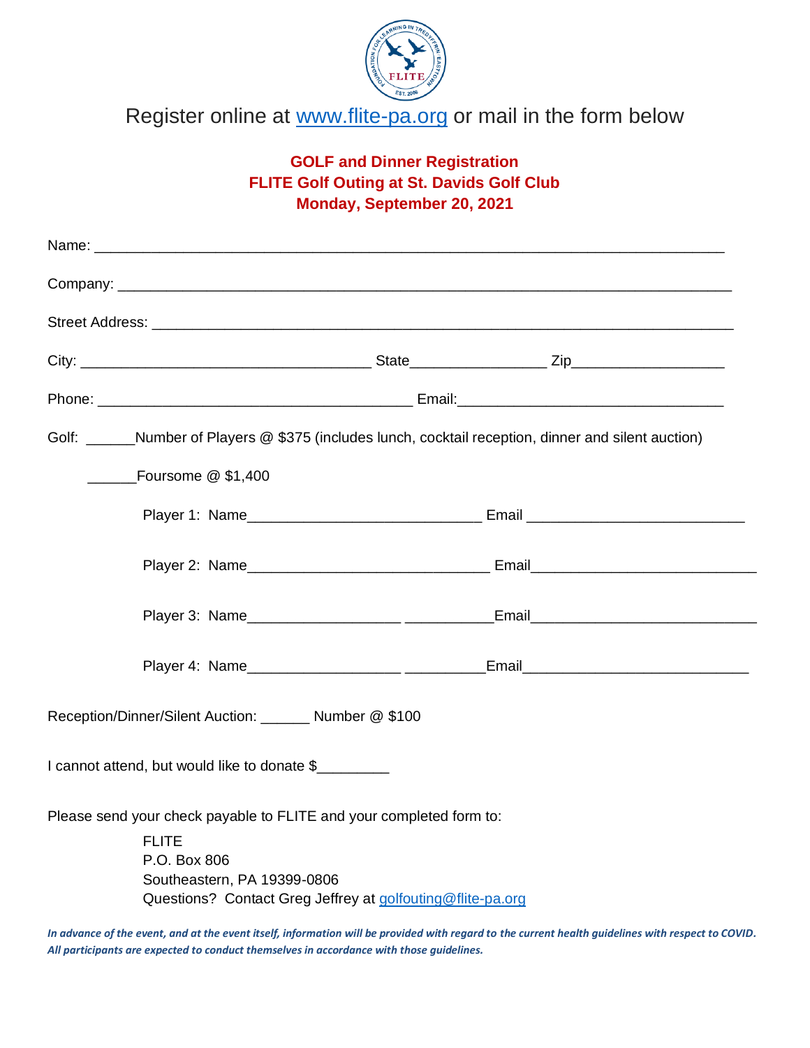Register online at [www.flite-pa.org](http://www.flite-pa.org) or mail in the form below

**GOLF and Dinner Registration**
**FLITE Golf Outing at St. Davids Golf Club**
**Monday, September 20, 2021**

Name: ______________________________________________________________________

Company: ___________________________________________________________________

Street Address: ______________________________________________________________

City: ________________________________ State________________ Zip_________________

Phone: ___________________________________ Email:______________________________

Golf: ______Number of Players @ $375 (includes lunch, cocktail reception, dinner and silent auction)

______Foursome @ $1,400

Player 1: Name____________________________ Email _________________________

Player 2: Name_____________________________ Email____________________________

Player 3: Name__________________ __________Email____________________________

Player 4: Name__________________ _________Email____________________________

Reception/Dinner/Silent Auction: ______ Number @ $100

I cannot attend, but would like to donate $_________

Please send your check payable to FLITE and your completed form to:

FLITE
P.O. Box 806
Southeastern, PA 19399-0806
Questions? Contact Greg Jeffrey at [golfouting@flite-pa.org](mailto:golfouting@flite-pa.org)

***In advance of the event, and at the event itself, information will be provided with regard to the current health guidelines with respect to COVID. All participants are expected to conduct themselves in accordance with those guidelines.***